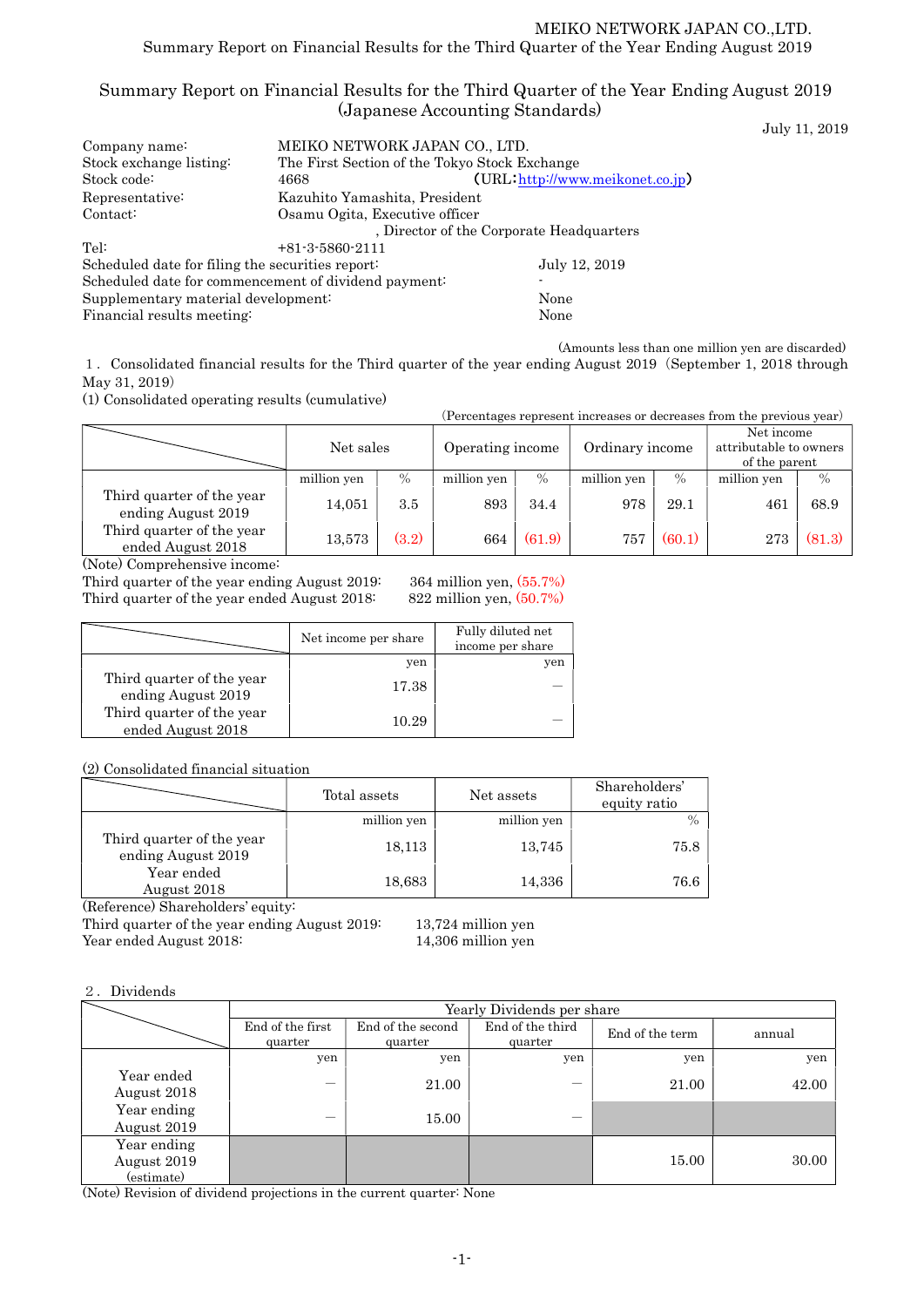MEIKO NETWORK JAPAN CO.,LTD.
Summary Report on Financial Results for the Third Quarter of the Year Ending August 2019

# Summary Report on Financial Results for the Third Quarter of the Year Ending August 2019 (Japanese Accounting Standards)

July 11, 2019

| | | |
|---|---|---|
| Company name: | MEIKO NETWORK JAPAN CO., LTD. | |
| Stock exchange listing: | The First Section of the Tokyo Stock Exchange | |
| Stock code: | 4668 | (URL: http://www.meikonet.co.jp) |
| Representative: | Kazuhito Yamashita, President | |
| Contact: | Osamu Ogita, Executive officer, Director of the Corporate Headquarters | |
| Tel: | +81-3-5860-2111 | |
| Scheduled date for filing the securities report: | | July 12, 2019 |
| Scheduled date for commencement of dividend payment: | | - |
| Supplementary material development: | | None |
| Financial results meeting: | | None |

(Amounts less than one million yen are discarded)

1．Consolidated financial results for the Third quarter of the year ending August 2019（September 1, 2018 through May 31, 2019）

(1) Consolidated operating results (cumulative)

(Percentages represent increases or decreases from the previous year)

| | Net sales | | Operating income | | Ordinary income | | Net income attributable to owners of the parent | |
|---|---|---|---|---|---|---|---|---|
| | million yen | % | million yen | % | million yen | % | million yen | % |
| Third quarter of the year ending August 2019 | 14,051 | 3.5 | 893 | 34.4 | 978 | 29.1 | 461 | 68.9 |
| Third quarter of the year ended August 2018 | 13,573 | (3.2) | 664 | (61.9) | 757 | (60.1) | 273 | (81.3) |

(Note) Comprehensive income:
Third quarter of the year ending August 2019: 364 million yen, (55.7%)
Third quarter of the year ended August 2018: 822 million yen, (50.7%)

| | Net income per share | Fully diluted net income per share |
|---|---|---|
| | yen | yen |
| Third quarter of the year ending August 2019 | 17.38 | — |
| Third quarter of the year ended August 2018 | 10.29 | — |

(2) Consolidated financial situation

| | Total assets | Net assets | Shareholders' equity ratio |
|---|---|---|---|
| | million yen | million yen | % |
| Third quarter of the year ending August 2019 | 18,113 | 13,745 | 75.8 |
| Year ended August 2018 | 18,683 | 14,336 | 76.6 |

(Reference) Shareholders' equity:
Third quarter of the year ending August 2019: 13,724 million yen
Year ended August 2018: 14,306 million yen

2．Dividends

| | Yearly Dividends per share | | | | |
|---|---|---|---|---|---|
| | End of the first quarter | End of the second quarter | End of the third quarter | End of the term | annual |
| | yen | yen | yen | yen | yen |
| Year ended August 2018 | — | 21.00 | — | 21.00 | 42.00 |
| Year ending August 2019 | — | 15.00 | — | | |
| Year ending August 2019 (estimate) | | | | 15.00 | 30.00 |

(Note) Revision of dividend projections in the current quarter: None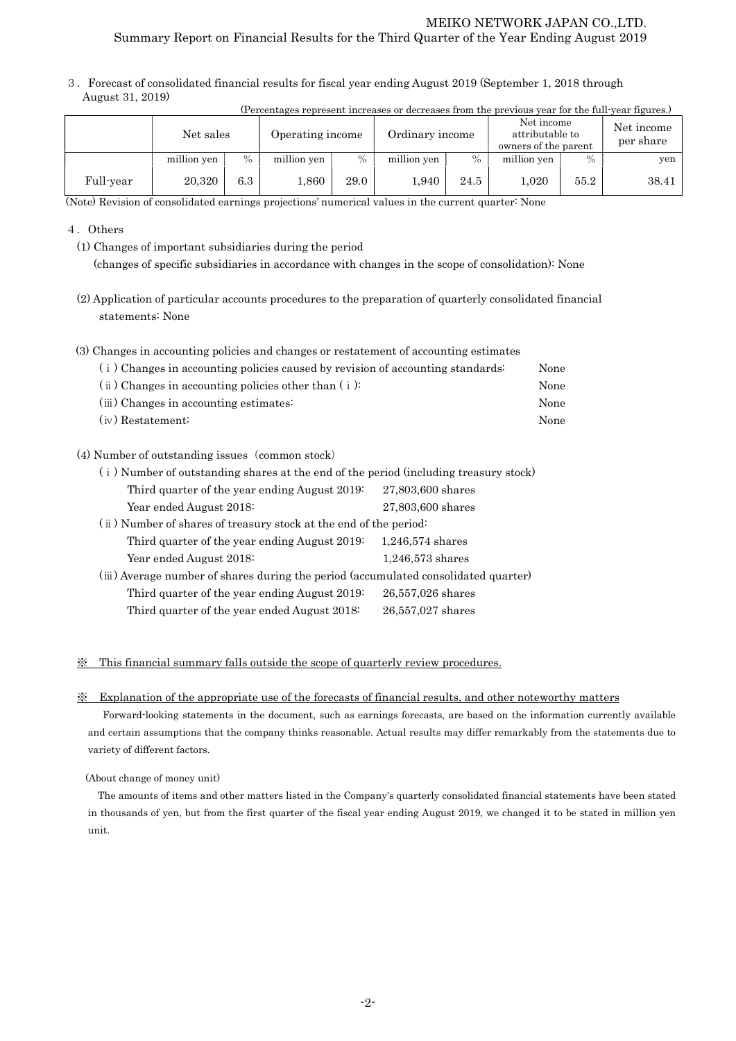3．Forecast of consolidated financial results for fiscal year ending August 2019 (September 1, 2018 through August 31, 2019)

(Percentages represent increases or decreases from the previous year for the full-year figures.)

| | Net sales | | Operating income | | Ordinary income | | Net income attributable to owners of the parent | | Net income per share |
|---|---|---|---|---|---|---|---|---|---|
| | million yen | % | million yen | % | million yen | % | million yen | % | yen |
| Full-year | 20,320 | 6.3 | 1,860 | 29.0 | 1,940 | 24.5 | 1,020 | 55.2 | 38.41 |

(Note) Revision of consolidated earnings projections' numerical values in the current quarter: None

4．Others

(1) Changes of important subsidiaries during the period
(changes of specific subsidiaries in accordance with changes in the scope of consolidation): None

(2) Application of particular accounts procedures to the preparation of quarterly consolidated financial statements: None

(3) Changes in accounting policies and changes or restatement of accounting estimates

- (ⅰ) Changes in accounting policies caused by revision of accounting standards: None
- (ⅱ) Changes in accounting policies other than (ⅰ): None
- (ⅲ) Changes in accounting estimates: None
- (ⅳ) Restatement: None

(4) Number of outstanding issues (common stock)

- (ⅰ) Number of outstanding shares at the end of the period (including treasury stock)
  - Third quarter of the year ending August 2019: 27,803,600 shares
  - Year ended August 2018: 27,803,600 shares
- (ⅱ) Number of shares of treasury stock at the end of the period:
  - Third quarter of the year ending August 2019: 1,246,574 shares
  - Year ended August 2018: 1,246,573 shares
- (ⅲ) Average number of shares during the period (accumulated consolidated quarter)
  - Third quarter of the year ending August 2019: 26,557,026 shares
  - Third quarter of the year ended August 2018: 26,557,027 shares

※ This financial summary falls outside the scope of quarterly review procedures.

※ Explanation of the appropriate use of the forecasts of financial results, and other noteworthy matters

Forward-looking statements in the document, such as earnings forecasts, are based on the information currently available and certain assumptions that the company thinks reasonable. Actual results may differ remarkably from the statements due to variety of different factors.

(About change of money unit)

The amounts of items and other matters listed in the Company's quarterly consolidated financial statements have been stated in thousands of yen, but from the first quarter of the fiscal year ending August 2019, we changed it to be stated in million yen unit.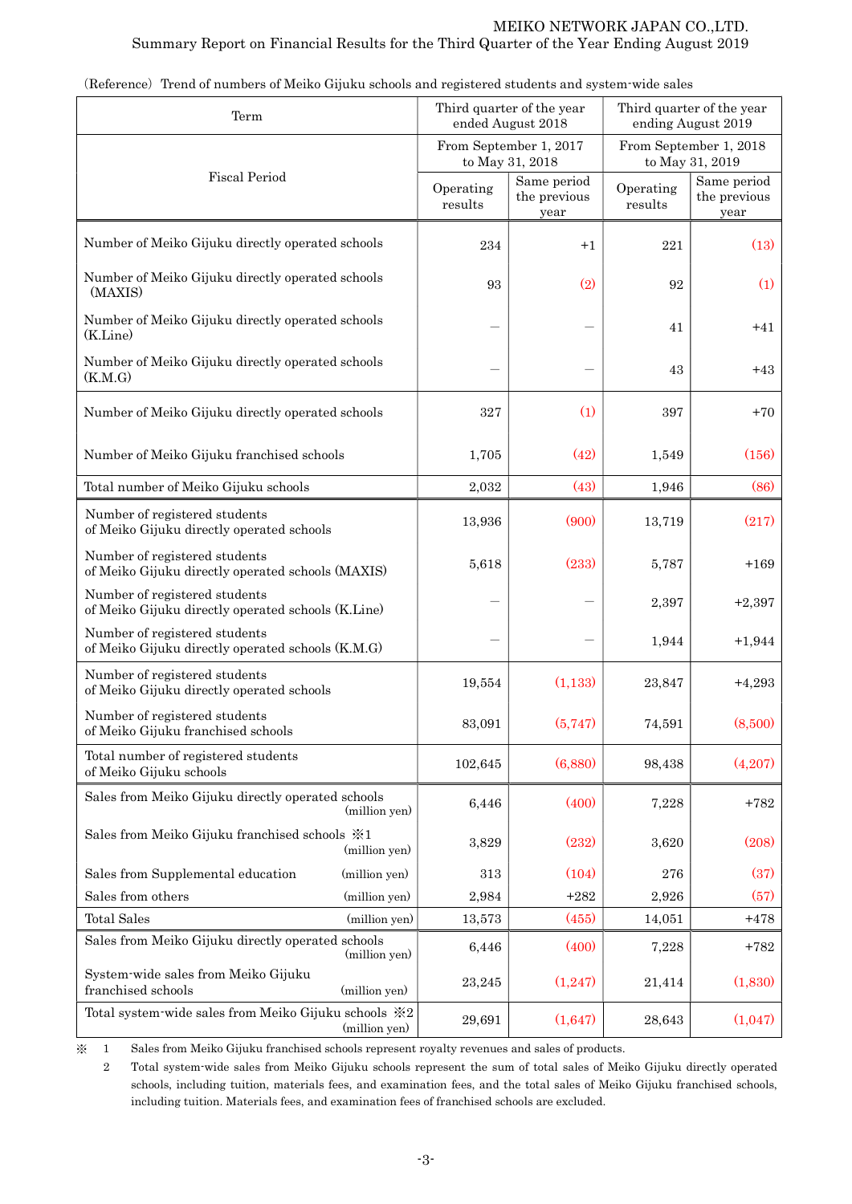（Reference） Trend of numbers of Meiko Gijuku schools and registered students and system-wide sales

| Term | Third quarter of the year ended August 2018 | | Third quarter of the year ending August 2019 | |
|---|---|---|---|---|
| Fiscal Period | From September 1, 2017 to May 31, 2018 | | From September 1, 2018 to May 31, 2019 | |
| | Operating results | Same period the previous year | Operating results | Same period the previous year |
| Number of Meiko Gijuku directly operated schools | 234 | +1 | 221 | (13) |
| Number of Meiko Gijuku directly operated schools (MAXIS) | 93 | (2) | 92 | (1) |
| Number of Meiko Gijuku directly operated schools (K.Line) | ― | ― | 41 | +41 |
| Number of Meiko Gijuku directly operated schools (K.M.G) | ― | ― | 43 | +43 |
| Number of Meiko Gijuku directly operated schools | 327 | (1) | 397 | +70 |
| Number of Meiko Gijuku franchised schools | 1,705 | (42) | 1,549 | (156) |
| Total number of Meiko Gijuku schools | 2,032 | (43) | 1,946 | (86) |
| Number of registered students of Meiko Gijuku directly operated schools | 13,936 | (900) | 13,719 | (217) |
| Number of registered students of Meiko Gijuku directly operated schools (MAXIS) | 5,618 | (233) | 5,787 | +169 |
| Number of registered students of Meiko Gijuku directly operated schools (K.Line) | ― | ― | 2,397 | +2,397 |
| Number of registered students of Meiko Gijuku directly operated schools (K.M.G) | ― | ― | 1,944 | +1,944 |
| Number of registered students of Meiko Gijuku directly operated schools | 19,554 | (1,133) | 23,847 | +4,293 |
| Number of registered students of Meiko Gijuku franchised schools | 83,091 | (5,747) | 74,591 | (8,500) |
| Total number of registered students of Meiko Gijuku schools | 102,645 | (6,880) | 98,438 | (4,207) |
| Sales from Meiko Gijuku directly operated schools (million yen) | 6,446 | (400) | 7,228 | +782 |
| Sales from Meiko Gijuku franchised schools ※1 (million yen) | 3,829 | (232) | 3,620 | (208) |
| Sales from Supplemental education (million yen) | 313 | (104) | 276 | (37) |
| Sales from others (million yen) | 2,984 | +282 | 2,926 | (57) |
| Total Sales (million yen) | 13,573 | (455) | 14,051 | +478 |
| Sales from Meiko Gijuku directly operated schools (million yen) | 6,446 | (400) | 7,228 | +782 |
| System-wide sales from Meiko Gijuku franchised schools (million yen) | 23,245 | (1,247) | 21,414 | (1,830) |
| Total system-wide sales from Meiko Gijuku schools ※2 (million yen) | 29,691 | (1,647) | 28,643 | (1,047) |

※ 1 Sales from Meiko Gijuku franchised schools represent royalty revenues and sales of products.

2 Total system-wide sales from Meiko Gijuku schools represent the sum of total sales of Meiko Gijuku directly operated schools, including tuition, materials fees, and examination fees, and the total sales of Meiko Gijuku franchised schools, including tuition. Materials fees, and examination fees of franchised schools are excluded.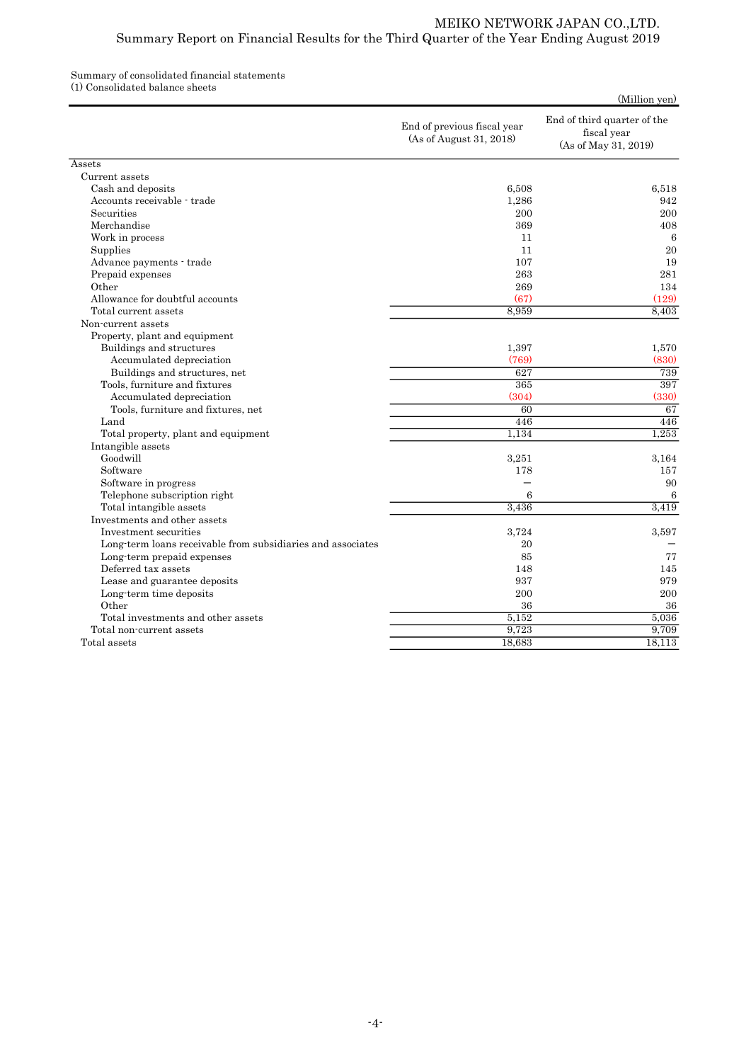Summary of consolidated financial statements

(1) Consolidated balance sheets

(Million yen)

| | End of previous fiscal year (As of August 31, 2018) | End of third quarter of the fiscal year (As of May 31, 2019) |
|---|---|---|
| Assets | | |
| Current assets | | |
| Cash and deposits | 6,508 | 6,518 |
| Accounts receivable - trade | 1,286 | 942 |
| Securities | 200 | 200 |
| Merchandise | 369 | 408 |
| Work in process | 11 | 6 |
| Supplies | 11 | 20 |
| Advance payments - trade | 107 | 19 |
| Prepaid expenses | 263 | 281 |
| Other | 269 | 134 |
| Allowance for doubtful accounts | (67) | (129) |
| Total current assets | 8,959 | 8,403 |
| Non-current assets | | |
| Property, plant and equipment | | |
| Buildings and structures | 1,397 | 1,570 |
| Accumulated depreciation | (769) | (830) |
| Buildings and structures, net | 627 | 739 |
| Tools, furniture and fixtures | 365 | 397 |
| Accumulated depreciation | (304) | (330) |
| Tools, furniture and fixtures, net | 60 | 67 |
| Land | 446 | 446 |
| Total property, plant and equipment | 1,134 | 1,253 |
| Intangible assets | | |
| Goodwill | 3,251 | 3,164 |
| Software | 178 | 157 |
| Software in progress | − | 90 |
| Telephone subscription right | 6 | 6 |
| Total intangible assets | 3,436 | 3,419 |
| Investments and other assets | | |
| Investment securities | 3,724 | 3,597 |
| Long-term loans receivable from subsidiaries and associates | 20 | − |
| Long-term prepaid expenses | 85 | 77 |
| Deferred tax assets | 148 | 145 |
| Lease and guarantee deposits | 937 | 979 |
| Long-term time deposits | 200 | 200 |
| Other | 36 | 36 |
| Total investments and other assets | 5,152 | 5,036 |
| Total non-current assets | 9,723 | 9,709 |
| Total assets | 18,683 | 18,113 |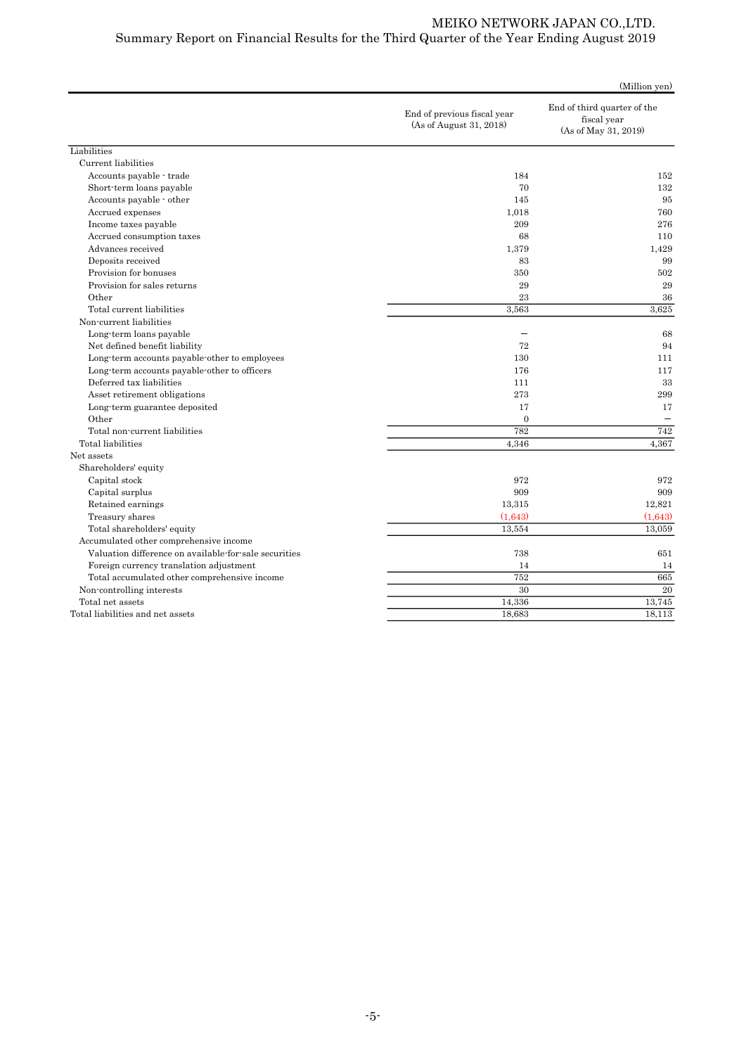(Million yen)

| | End of previous fiscal year (As of August 31, 2018) | End of third quarter of the fiscal year (As of May 31, 2019) |
|---|---|---|
| Liabilities | | |
| Current liabilities | | |
| Accounts payable - trade | 184 | 152 |
| Short-term loans payable | 70 | 132 |
| Accounts payable - other | 145 | 95 |
| Accrued expenses | 1,018 | 760 |
| Income taxes payable | 209 | 276 |
| Accrued consumption taxes | 68 | 110 |
| Advances received | 1,379 | 1,429 |
| Deposits received | 83 | 99 |
| Provision for bonuses | 350 | 502 |
| Provision for sales returns | 29 | 29 |
| Other | 23 | 36 |
| Total current liabilities | 3,563 | 3,625 |
| Non-current liabilities | | |
| Long-term loans payable | – | 68 |
| Net defined benefit liability | 72 | 94 |
| Long-term accounts payable-other to employees | 130 | 111 |
| Long-term accounts payable-other to officers | 176 | 117 |
| Deferred tax liabilities | 111 | 33 |
| Asset retirement obligations | 273 | 299 |
| Long-term guarantee deposited | 17 | 17 |
| Other | 0 | – |
| Total non-current liabilities | 782 | 742 |
| Total liabilities | 4,346 | 4,367 |
| Net assets | | |
| Shareholders' equity | | |
| Capital stock | 972 | 972 |
| Capital surplus | 909 | 909 |
| Retained earnings | 13,315 | 12,821 |
| Treasury shares | (1,643) | (1,643) |
| Total shareholders' equity | 13,554 | 13,059 |
| Accumulated other comprehensive income | | |
| Valuation difference on available-for-sale securities | 738 | 651 |
| Foreign currency translation adjustment | 14 | 14 |
| Total accumulated other comprehensive income | 752 | 665 |
| Non-controlling interests | 30 | 20 |
| Total net assets | 14,336 | 13,745 |
| Total liabilities and net assets | 18,683 | 18,113 |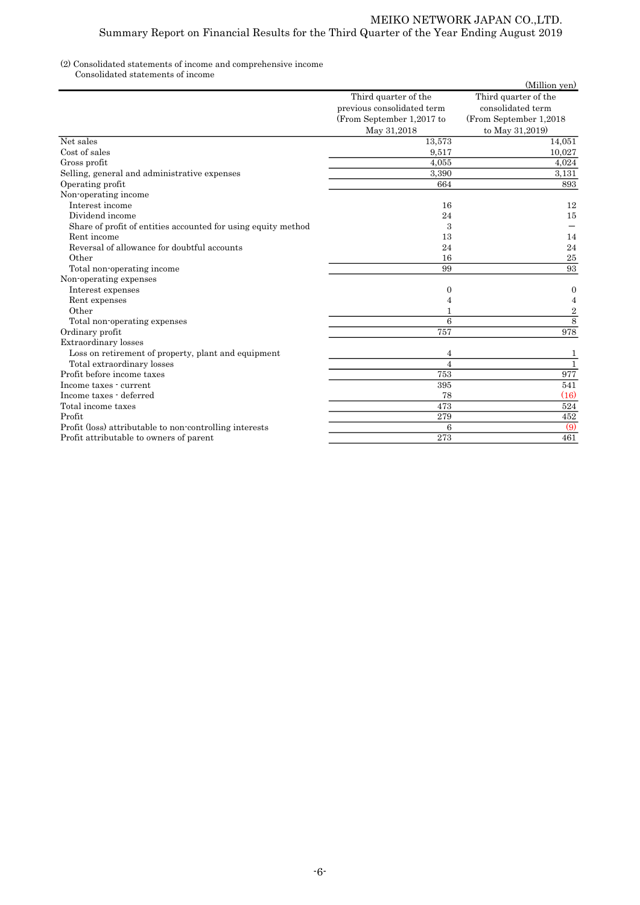(2) Consolidated statements of income and comprehensive income

Consolidated statements of income

(Million yen)

| | Third quarter of the previous consolidated term (From September 1,2017 to May 31,2018 | Third quarter of the consolidated term (From September 1,2018 to May 31,2019) |
|---|---|---|
| Net sales | 13,573 | 14,051 |
| Cost of sales | 9,517 | 10,027 |
| Gross profit | 4,055 | 4,024 |
| Selling, general and administrative expenses | 3,390 | 3,131 |
| Operating profit | 664 | 893 |
| Non-operating income | | |
| Interest income | 16 | 12 |
| Dividend income | 24 | 15 |
| Share of profit of entities accounted for using equity method | 3 | − |
| Rent income | 13 | 14 |
| Reversal of allowance for doubtful accounts | 24 | 24 |
| Other | 16 | 25 |
| Total non-operating income | 99 | 93 |
| Non-operating expenses | | |
| Interest expenses | 0 | 0 |
| Rent expenses | 4 | 4 |
| Other | 1 | 2 |
| Total non-operating expenses | 6 | 8 |
| Ordinary profit | 757 | 978 |
| Extraordinary losses | | |
| Loss on retirement of property, plant and equipment | 4 | 1 |
| Total extraordinary losses | 4 | 1 |
| Profit before income taxes | 753 | 977 |
| Income taxes - current | 395 | 541 |
| Income taxes - deferred | 78 | (16) |
| Total income taxes | 473 | 524 |
| Profit | 279 | 452 |
| Profit (loss) attributable to non-controlling interests | 6 | (9) |
| Profit attributable to owners of parent | 273 | 461 |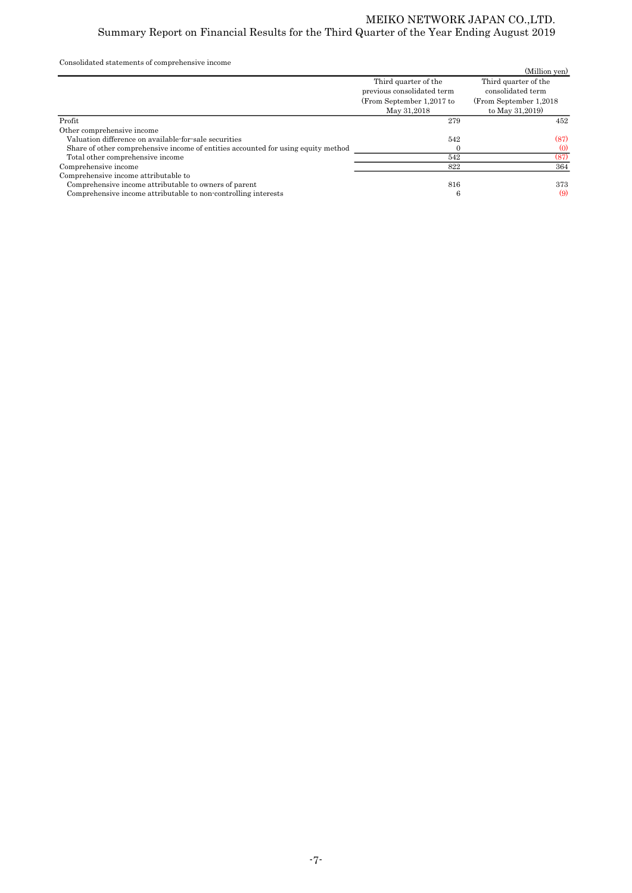Consolidated statements of comprehensive income

(Million yen)

| | Third quarter of the previous consolidated term (From September 1,2017 to May 31,2018 | Third quarter of the consolidated term (From September 1,2018 to May 31,2019) |
|---|---|---|
| Profit | 279 | 452 |
| Other comprehensive income | | |
| Valuation difference on available-for-sale securities | 542 | (87) |
| Share of other comprehensive income of entities accounted for using equity method | 0 | (0) |
| Total other comprehensive income | 542 | (87) |
| Comprehensive income | 822 | 364 |
| Comprehensive income attributable to | | |
| Comprehensive income attributable to owners of parent | 816 | 373 |
| Comprehensive income attributable to non-controlling interests | 6 | (9) |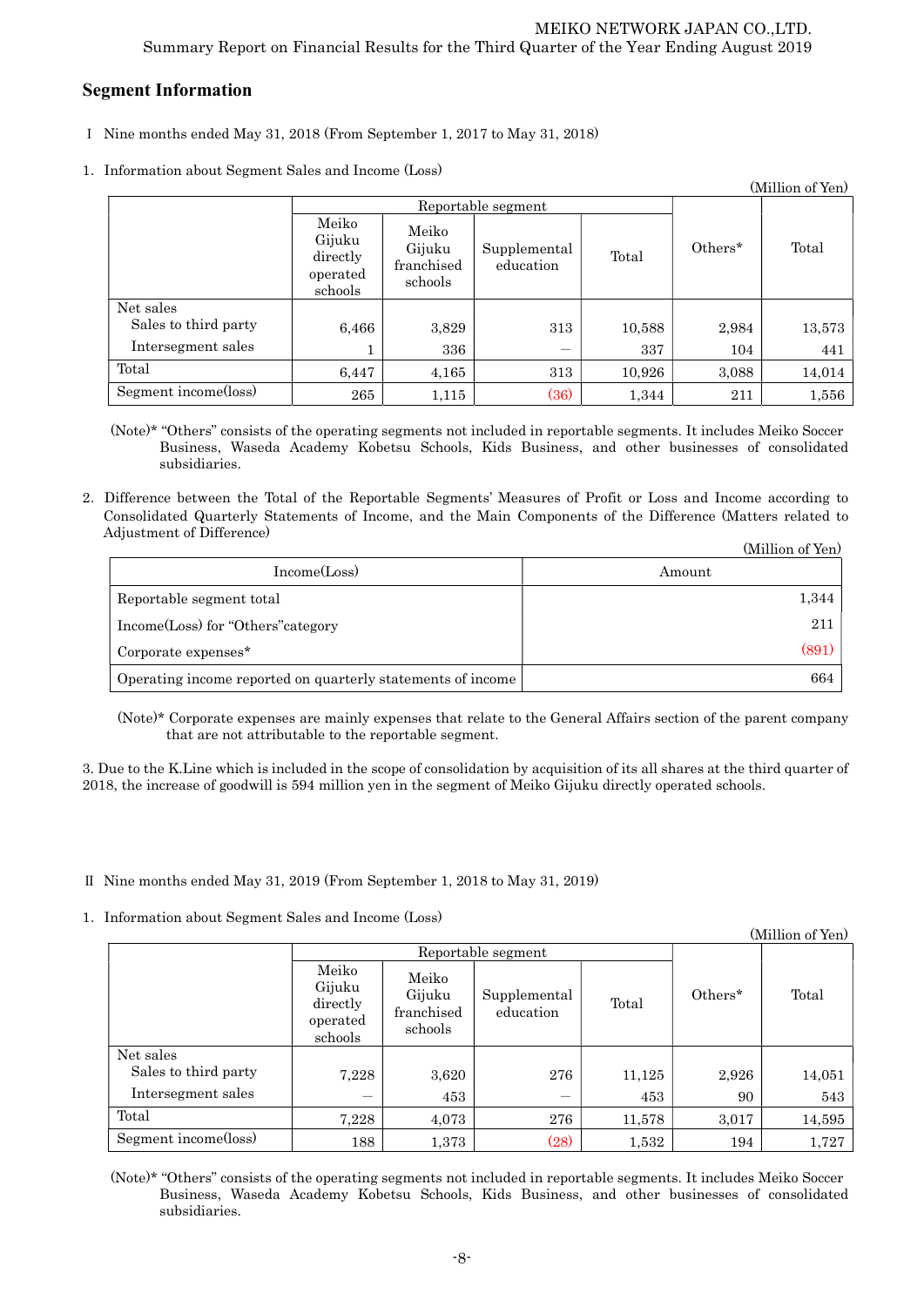## Segment Information

Ⅰ Nine months ended May 31, 2018 (From September 1, 2017 to May 31, 2018)

1. Information about Segment Sales and Income (Loss)

(Million of Yen)

| | Reportable segment | | | | Others* | Total |
|---|---|---|---|---|---|---|
| | Meiko Gijuku directly operated schools | Meiko Gijuku franchised schools | Supplemental education | Total | | |
| Net sales | | | | | | |
| Sales to third party | 6,466 | 3,829 | 313 | 10,588 | 2,984 | 13,573 |
| Intersegment sales | 1 | 336 | — | 337 | 104 | 441 |
| Total | 6,447 | 4,165 | 313 | 10,926 | 3,088 | 14,014 |
| Segment income(loss) | 265 | 1,115 | (36) | 1,344 | 211 | 1,556 |

(Note)* "Others" consists of the operating segments not included in reportable segments. It includes Meiko Soccer Business, Waseda Academy Kobetsu Schools, Kids Business, and other businesses of consolidated subsidiaries.

2. Difference between the Total of the Reportable Segments' Measures of Profit or Loss and Income according to Consolidated Quarterly Statements of Income, and the Main Components of the Difference (Matters related to Adjustment of Difference)

(Million of Yen)

| Income(Loss) | Amount |
|---|---|
| Reportable segment total | 1,344 |
| Income(Loss) for "Others"category | 211 |
| Corporate expenses* | (891) |
| Operating income reported on quarterly statements of income | 664 |

(Note)* Corporate expenses are mainly expenses that relate to the General Affairs section of the parent company that are not attributable to the reportable segment.

3. Due to the K.Line which is included in the scope of consolidation by acquisition of its all shares at the third quarter of 2018, the increase of goodwill is 594 million yen in the segment of Meiko Gijuku directly operated schools.

Ⅱ Nine months ended May 31, 2019 (From September 1, 2018 to May 31, 2019)

1. Information about Segment Sales and Income (Loss)

(Million of Yen)

| | Reportable segment | | | | Others* | Total |
|---|---|---|---|---|---|---|
| | Meiko Gijuku directly operated schools | Meiko Gijuku franchised schools | Supplemental education | Total | | |
| Net sales | | | | | | |
| Sales to third party | 7,228 | 3,620 | 276 | 11,125 | 2,926 | 14,051 |
| Intersegment sales | — | 453 | — | 453 | 90 | 543 |
| Total | 7,228 | 4,073 | 276 | 11,578 | 3,017 | 14,595 |
| Segment income(loss) | 188 | 1,373 | (28) | 1,532 | 194 | 1,727 |

(Note)* "Others" consists of the operating segments not included in reportable segments. It includes Meiko Soccer Business, Waseda Academy Kobetsu Schools, Kids Business, and other businesses of consolidated subsidiaries.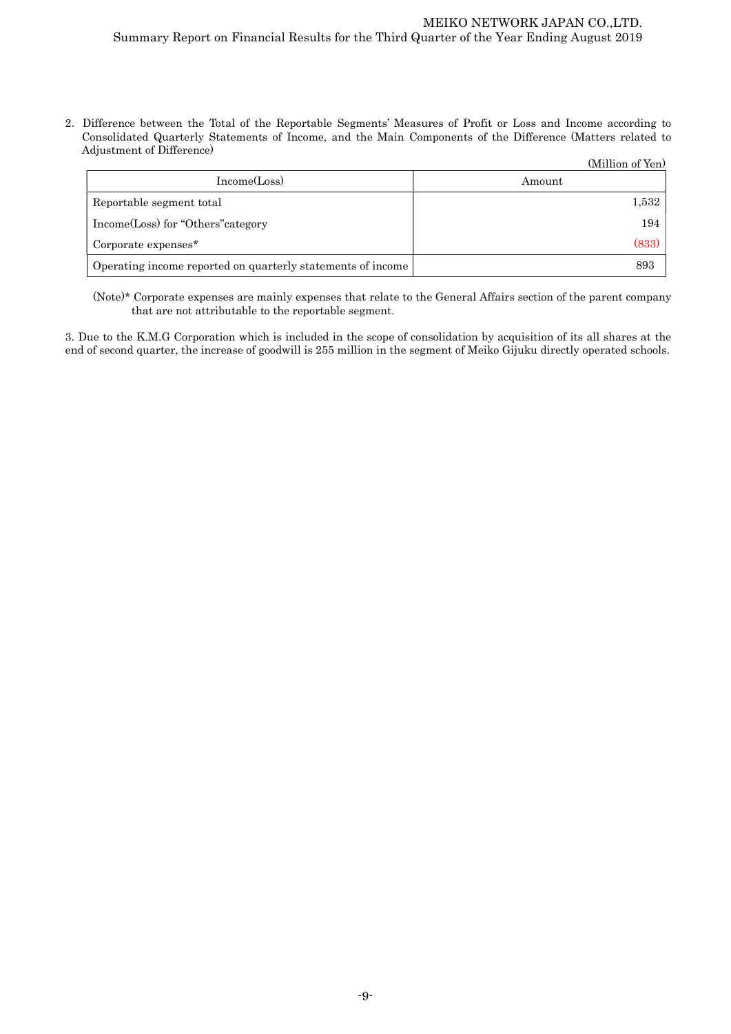2. Difference between the Total of the Reportable Segments' Measures of Profit or Loss and Income according to Consolidated Quarterly Statements of Income, and the Main Components of the Difference (Matters related to Adjustment of Difference)

(Million of Yen)

| Income(Loss) | Amount |
|---|---|
| Reportable segment total | 1,532 |
| Income(Loss) for "Others"category | 194 |
| Corporate expenses* | (833) |
| Operating income reported on quarterly statements of income | 893 |

(Note)* Corporate expenses are mainly expenses that relate to the General Affairs section of the parent company that are not attributable to the reportable segment.

3. Due to the K.M.G Corporation which is included in the scope of consolidation by acquisition of its all shares at the end of second quarter, the increase of goodwill is 255 million in the segment of Meiko Gijuku directly operated schools.